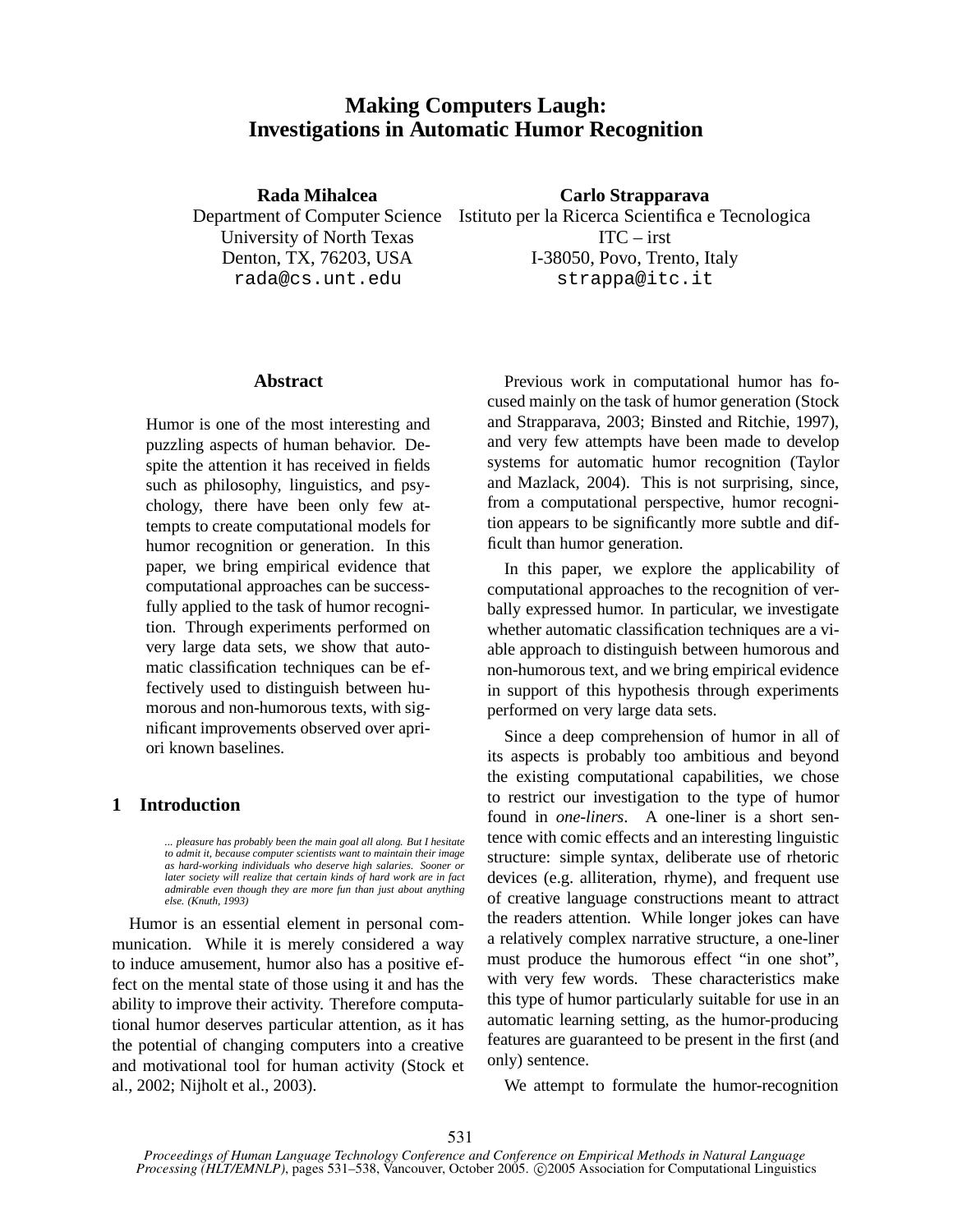# Making Computers Laugh: Investigations in Automatic Humor Recognition

**Rada Mihalcea**
Department of Computer Science
University of North Texas
Denton, TX, 76203, USA
rada@cs.unt.edu

**Carlo Strapparava**
Istituto per la Ricerca Scientifica e Tecnologica
ITC – irst
I-38050, Povo, Trento, Italy
strappa@itc.it

## Abstract

Humor is one of the most interesting and puzzling aspects of human behavior. Despite the attention it has received in fields such as philosophy, linguistics, and psychology, there have been only few attempts to create computational models for humor recognition or generation. In this paper, we bring empirical evidence that computational approaches can be successfully applied to the task of humor recognition. Through experiments performed on very large data sets, we show that automatic classification techniques can be effectively used to distinguish between humorous and non-humorous texts, with significant improvements observed over apriori known baselines.

## 1 Introduction

*... pleasure has probably been the main goal all along. But I hesitate to admit it, because computer scientists want to maintain their image as hard-working individuals who deserve high salaries. Sooner or later society will realize that certain kinds of hard work are in fact admirable even though they are more fun than just about anything else. (Knuth, 1993)*

Humor is an essential element in personal communication. While it is merely considered a way to induce amusement, humor also has a positive effect on the mental state of those using it and has the ability to improve their activity. Therefore computational humor deserves particular attention, as it has the potential of changing computers into a creative and motivational tool for human activity (Stock et al., 2002; Nijholt et al., 2003).

Previous work in computational humor has focused mainly on the task of humor generation (Stock and Strapparava, 2003; Binsted and Ritchie, 1997), and very few attempts have been made to develop systems for automatic humor recognition (Taylor and Mazlack, 2004). This is not surprising, since, from a computational perspective, humor recognition appears to be significantly more subtle and difficult than humor generation.

In this paper, we explore the applicability of computational approaches to the recognition of verbally expressed humor. In particular, we investigate whether automatic classification techniques are a viable approach to distinguish between humorous and non-humorous text, and we bring empirical evidence in support of this hypothesis through experiments performed on very large data sets.

Since a deep comprehension of humor in all of its aspects is probably too ambitious and beyond the existing computational capabilities, we chose to restrict our investigation to the type of humor found in *one-liners*. A one-liner is a short sentence with comic effects and an interesting linguistic structure: simple syntax, deliberate use of rhetoric devices (e.g. alliteration, rhyme), and frequent use of creative language constructions meant to attract the readers attention. While longer jokes can have a relatively complex narrative structure, a one-liner must produce the humorous effect "in one shot", with very few words. These characteristics make this type of humor particularly suitable for use in an automatic learning setting, as the humor-producing features are guaranteed to be present in the first (and only) sentence.

We attempt to formulate the humor-recognition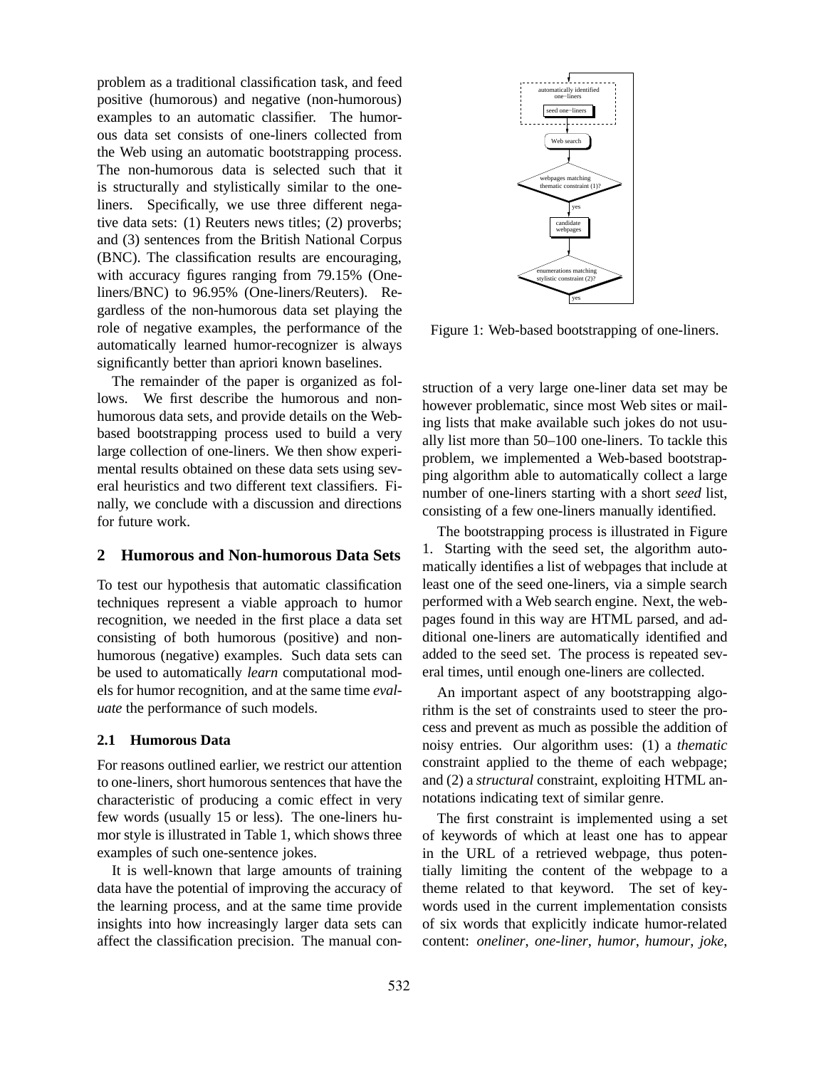problem as a traditional classification task, and feed positive (humorous) and negative (non-humorous) examples to an automatic classifier. The humorous data set consists of one-liners collected from the Web using an automatic bootstrapping process. The non-humorous data is selected such that it is structurally and stylistically similar to the one-liners. Specifically, we use three different negative data sets: (1) Reuters news titles; (2) proverbs; and (3) sentences from the British National Corpus (BNC). The classification results are encouraging, with accuracy figures ranging from 79.15% (One-liners/BNC) to 96.95% (One-liners/Reuters). Regardless of the non-humorous data set playing the role of negative examples, the performance of the automatically learned humor-recognizer is always significantly better than apriori known baselines.

The remainder of the paper is organized as follows. We first describe the humorous and non-humorous data sets, and provide details on the Web-based bootstrapping process used to build a very large collection of one-liners. We then show experimental results obtained on these data sets using several heuristics and two different text classifiers. Finally, we conclude with a discussion and directions for future work.

## 2 Humorous and Non-humorous Data Sets

To test our hypothesis that automatic classification techniques represent a viable approach to humor recognition, we needed in the first place a data set consisting of both humorous (positive) and non-humorous (negative) examples. Such data sets can be used to automatically *learn* computational models for humor recognition, and at the same time *evaluate* the performance of such models.

### 2.1 Humorous Data

For reasons outlined earlier, we restrict our attention to one-liners, short humorous sentences that have the characteristic of producing a comic effect in very few words (usually 15 or less). The one-liners humor style is illustrated in Table 1, which shows three examples of such one-sentence jokes.

It is well-known that large amounts of training data have the potential of improving the accuracy of the learning process, and at the same time provide insights into how increasingly larger data sets can affect the classification precision. The manual construction of a very large one-liner data set may be however problematic, since most Web sites or mailing lists that make available such jokes do not usually list more than 50–100 one-liners. To tackle this problem, we implemented a Web-based bootstrapping algorithm able to automatically collect a large number of one-liners starting with a short *seed* list, consisting of a few one-liners manually identified.

Figure 1: Web-based bootstrapping of one-liners.

The bootstrapping process is illustrated in Figure 1. Starting with the seed set, the algorithm automatically identifies a list of webpages that include at least one of the seed one-liners, via a simple search performed with a Web search engine. Next, the webpages found in this way are HTML parsed, and additional one-liners are automatically identified and added to the seed set. The process is repeated several times, until enough one-liners are collected.

An important aspect of any bootstrapping algorithm is the set of constraints used to steer the process and prevent as much as possible the addition of noisy entries. Our algorithm uses: (1) a *thematic* constraint applied to the theme of each webpage; and (2) a *structural* constraint, exploiting HTML annotations indicating text of similar genre.

The first constraint is implemented using a set of keywords of which at least one has to appear in the URL of a retrieved webpage, thus potentially limiting the content of the webpage to a theme related to that keyword. The set of keywords used in the current implementation consists of six words that explicitly indicate humor-related content: *oneliner, one-liner, humor, humour, joke,*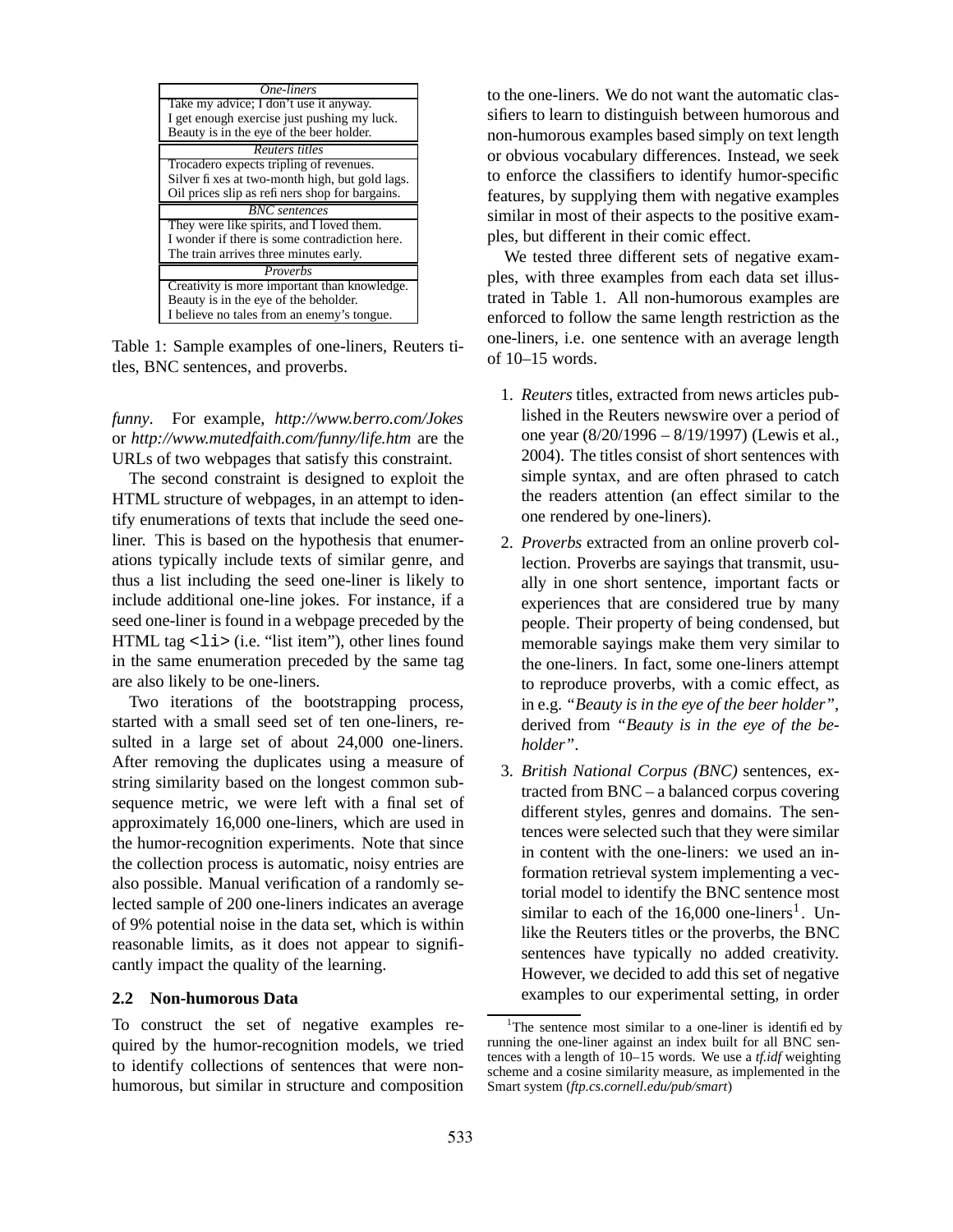| One-liners |
|---|
| Take my advice; I don't use it anyway. |
| I get enough exercise just pushing my luck. |
| Beauty is in the eye of the beer holder. |
| *Reuters titles* |
| Trocadero expects tripling of revenues. |
| Silver fixes at two-month high, but gold lags. |
| Oil prices slip as refiners shop for bargains. |
| *BNC sentences* |
| They were like spirits, and I loved them. |
| I wonder if there is some contradiction here. |
| The train arrives three minutes early. |
| *Proverbs* |
| Creativity is more important than knowledge. |
| Beauty is in the eye of the beholder. |
| I believe no tales from an enemy's tongue. |

Table 1: Sample examples of one-liners, Reuters titles, BNC sentences, and proverbs.

*funny*. For example, *http://www.berro.com/Jokes* or *http://www.mutedfaith.com/funny/life.htm* are the URLs of two webpages that satisfy this constraint.

The second constraint is designed to exploit the HTML structure of webpages, in an attempt to identify enumerations of texts that include the seed one-liner. This is based on the hypothesis that enumerations typically include texts of similar genre, and thus a list including the seed one-liner is likely to include additional one-line jokes. For instance, if a seed one-liner is found in a webpage preceded by the HTML tag `<li>` (i.e. "list item"), other lines found in the same enumeration preceded by the same tag are also likely to be one-liners.

Two iterations of the bootstrapping process, started with a small seed set of ten one-liners, resulted in a large set of about 24,000 one-liners. After removing the duplicates using a measure of string similarity based on the longest common subsequence metric, we were left with a final set of approximately 16,000 one-liners, which are used in the humor-recognition experiments. Note that since the collection process is automatic, noisy entries are also possible. Manual verification of a randomly selected sample of 200 one-liners indicates an average of 9% potential noise in the data set, which is within reasonable limits, as it does not appear to significantly impact the quality of the learning.

### 2.2 Non-humorous Data

To construct the set of negative examples required by the humor-recognition models, we tried to identify collections of sentences that were non-humorous, but similar in structure and composition to the one-liners. We do not want the automatic classifiers to learn to distinguish between humorous and non-humorous examples based simply on text length or obvious vocabulary differences. Instead, we seek to enforce the classifiers to identify humor-specific features, by supplying them with negative examples similar in most of their aspects to the positive examples, but different in their comic effect.

We tested three different sets of negative examples, with three examples from each data set illustrated in Table 1. All non-humorous examples are enforced to follow the same length restriction as the one-liners, i.e. one sentence with an average length of 10–15 words.

1. *Reuters* titles, extracted from news articles published in the Reuters newswire over a period of one year (8/20/1996 – 8/19/1997) (Lewis et al., 2004). The titles consist of short sentences with simple syntax, and are often phrased to catch the readers attention (an effect similar to the one rendered by one-liners).
2. *Proverbs* extracted from an online proverb collection. Proverbs are sayings that transmit, usually in one short sentence, important facts or experiences that are considered true by many people. Their property of being condensed, but memorable sayings make them very similar to the one-liners. In fact, some one-liners attempt to reproduce proverbs, with a comic effect, as in e.g. *"Beauty is in the eye of the beer holder"*, derived from *"Beauty is in the eye of the beholder"*.
3. *British National Corpus (BNC)* sentences, extracted from BNC – a balanced corpus covering different styles, genres and domains. The sentences were selected such that they were similar in content with the one-liners: we used an information retrieval system implementing a vectorial model to identify the BNC sentence most similar to each of the 16,000 one-liners[1]. Unlike the Reuters titles or the proverbs, the BNC sentences have typically no added creativity. However, we decided to add this set of negative examples to our experimental setting, in order

[1]The sentence most similar to a one-liner is identified by running the one-liner against an index built for all BNC sentences with a length of 10–15 words. We use a *tf.idf* weighting scheme and a cosine similarity measure, as implemented in the Smart system (*ftp.cs.cornell.edu/pub/smart*)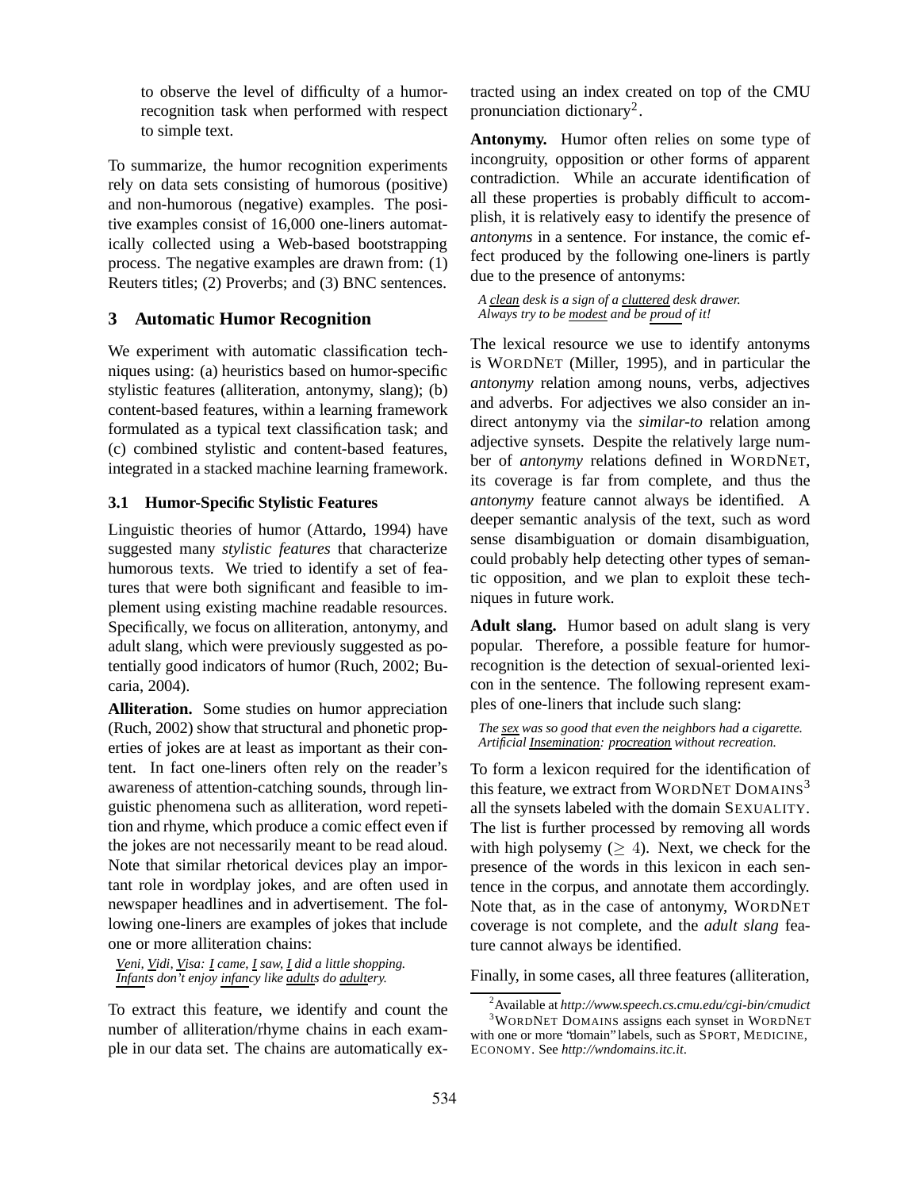to observe the level of difficulty of a humor-recognition task when performed with respect to simple text.

To summarize, the humor recognition experiments rely on data sets consisting of humorous (positive) and non-humorous (negative) examples. The positive examples consist of 16,000 one-liners automatically collected using a Web-based bootstrapping process. The negative examples are drawn from: (1) Reuters titles; (2) Proverbs; and (3) BNC sentences.

## 3 Automatic Humor Recognition

We experiment with automatic classification techniques using: (a) heuristics based on humor-specific stylistic features (alliteration, antonymy, slang); (b) content-based features, within a learning framework formulated as a typical text classification task; and (c) combined stylistic and content-based features, integrated in a stacked machine learning framework.

### 3.1 Humor-Specific Stylistic Features

Linguistic theories of humor (Attardo, 1994) have suggested many *stylistic features* that characterize humorous texts. We tried to identify a set of features that were both significant and feasible to implement using existing machine readable resources. Specifically, we focus on alliteration, antonymy, and adult slang, which were previously suggested as potentially good indicators of humor (Ruch, 2002; Bucaria, 2004).

**Alliteration.** Some studies on humor appreciation (Ruch, 2002) show that structural and phonetic properties of jokes are at least as important as their content. In fact one-liners often rely on the reader's awareness of attention-catching sounds, through linguistic phenomena such as alliteration, word repetition and rhyme, which produce a comic effect even if the jokes are not necessarily meant to be read aloud. Note that similar rhetorical devices play an important role in wordplay jokes, and are often used in newspaper headlines and in advertisement. The following one-liners are examples of jokes that include one or more alliteration chains:

*Veni, Vidi, Visa: I came, I saw, I did a little shopping.*
*Infants don't enjoy infancy like adults do adultery.*

To extract this feature, we identify and count the number of alliteration/rhyme chains in each example in our data set. The chains are automatically extracted using an index created on top of the CMU pronunciation dictionary[2].

**Antonymy.** Humor often relies on some type of incongruity, opposition or other forms of apparent contradiction. While an accurate identification of all these properties is probably difficult to accomplish, it is relatively easy to identify the presence of *antonyms* in a sentence. For instance, the comic effect produced by the following one-liners is partly due to the presence of antonyms:

*A clean desk is a sign of a cluttered desk drawer.*
*Always try to be modest and be proud of it!*

The lexical resource we use to identify antonyms is WORDNET (Miller, 1995), and in particular the *antonymy* relation among nouns, verbs, adjectives and adverbs. For adjectives we also consider an indirect antonymy via the *similar-to* relation among adjective synsets. Despite the relatively large number of *antonymy* relations defined in WORDNET, its coverage is far from complete, and thus the *antonymy* feature cannot always be identified. A deeper semantic analysis of the text, such as word sense disambiguation or domain disambiguation, could probably help detecting other types of semantic opposition, and we plan to exploit these techniques in future work.

**Adult slang.** Humor based on adult slang is very popular. Therefore, a possible feature for humor-recognition is the detection of sexual-oriented lexicon in the sentence. The following represent examples of one-liners that include such slang:

*The sex was so good that even the neighbors had a cigarette.*
*Artificial Insemination: procreation without recreation.*

To form a lexicon required for the identification of this feature, we extract from WORDNET DOMAINS[3] all the synsets labeled with the domain SEXUALITY. The list is further processed by removing all words with high polysemy ($\geq 4$). Next, we check for the presence of the words in this lexicon in each sentence in the corpus, and annotate them accordingly. Note that, as in the case of antonymy, WORDNET coverage is not complete, and the *adult slang* feature cannot always be identified.

Finally, in some cases, all three features (alliteration,

[2] Available at *http://www.speech.cs.cmu.edu/cgi-bin/cmudict*

[3] WORDNET DOMAINS assigns each synset in WORDNET with one or more "domain" labels, such as SPORT, MEDICINE, ECONOMY. See *http://wndomains.itc.it*.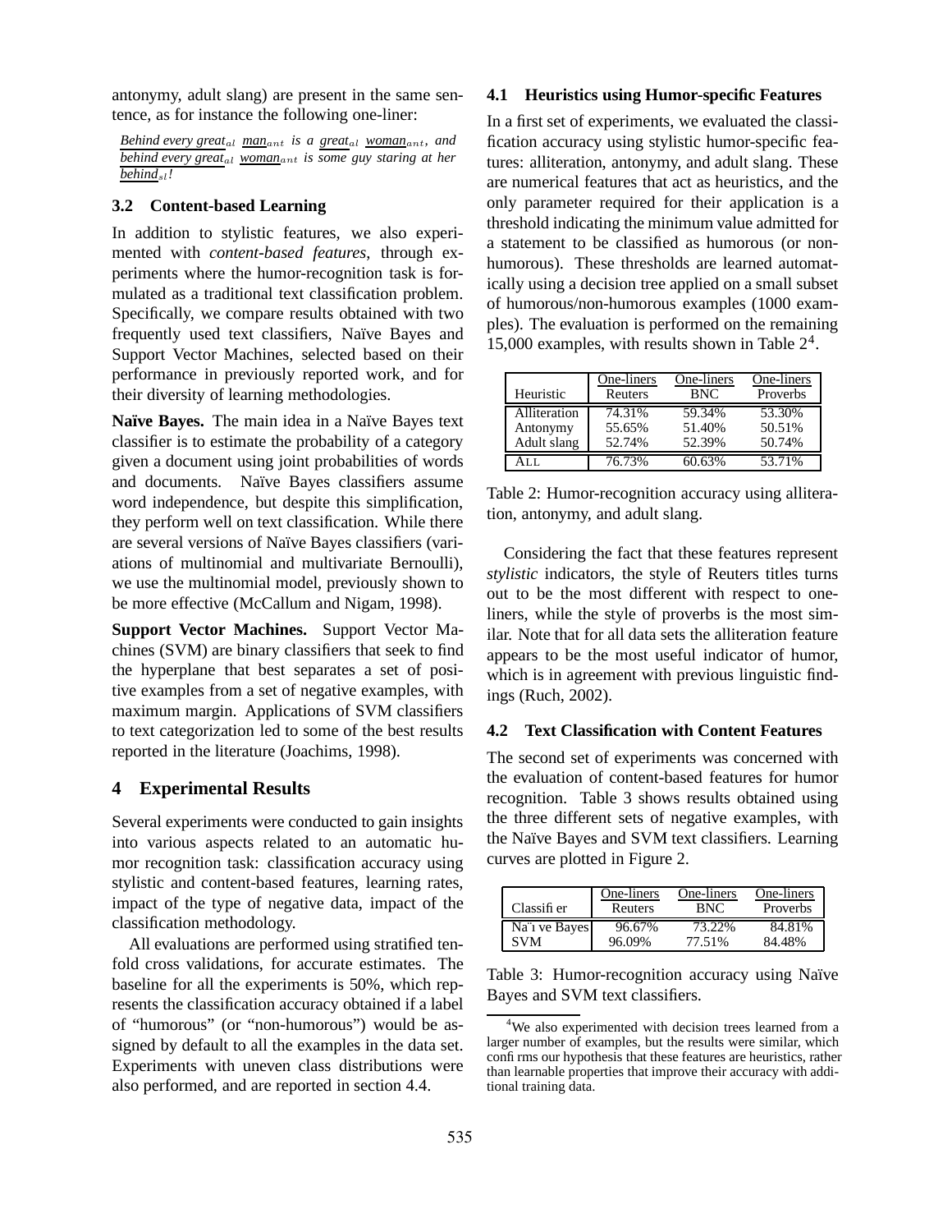antonymy, adult slang) are present in the same sentence, as for instance the following one-liner:

*Behind every great$_{al}$ man$_{ant}$ is a great$_{al}$ woman$_{ant}$, and behind every great$_{al}$ woman$_{ant}$ is some guy staring at her behind$_{sl}$!*

### 3.2 Content-based Learning

In addition to stylistic features, we also experimented with *content-based features*, through experiments where the humor-recognition task is formulated as a traditional text classification problem. Specifically, we compare results obtained with two frequently used text classifiers, Naïve Bayes and Support Vector Machines, selected based on their performance in previously reported work, and for their diversity of learning methodologies.

**Naïve Bayes.** The main idea in a Naïve Bayes text classifier is to estimate the probability of a category given a document using joint probabilities of words and documents. Naïve Bayes classifiers assume word independence, but despite this simplification, they perform well on text classification. While there are several versions of Naïve Bayes classifiers (variations of multinomial and multivariate Bernoulli), we use the multinomial model, previously shown to be more effective (McCallum and Nigam, 1998).

**Support Vector Machines.** Support Vector Machines (SVM) are binary classifiers that seek to find the hyperplane that best separates a set of positive examples from a set of negative examples, with maximum margin. Applications of SVM classifiers to text categorization led to some of the best results reported in the literature (Joachims, 1998).

## 4 Experimental Results

Several experiments were conducted to gain insights into various aspects related to an automatic humor recognition task: classification accuracy using stylistic and content-based features, learning rates, impact of the type of negative data, impact of the classification methodology.

All evaluations are performed using stratified tenfold cross validations, for accurate estimates. The baseline for all the experiments is 50%, which represents the classification accuracy obtained if a label of "humorous" (or "non-humorous") would be assigned by default to all the examples in the data set. Experiments with uneven class distributions were also performed, and are reported in section 4.4.

### 4.1 Heuristics using Humor-specific Features

In a first set of experiments, we evaluated the classification accuracy using stylistic humor-specific features: alliteration, antonymy, and adult slang. These are numerical features that act as heuristics, and the only parameter required for their application is a threshold indicating the minimum value admitted for a statement to be classified as humorous (or non-humorous). These thresholds are learned automatically using a decision tree applied on a small subset of humorous/non-humorous examples (1000 examples). The evaluation is performed on the remaining 15,000 examples, with results shown in Table 2[4].

| Heuristic | One-liners Reuters | One-liners BNC | One-liners Proverbs |
|---|---|---|---|
| Alliteration | 74.31% | 59.34% | 53.30% |
| Antonymy | 55.65% | 51.40% | 50.51% |
| Adult slang | 52.74% | 52.39% | 50.74% |
| ALL | 76.73% | 60.63% | 53.71% |

Table 2: Humor-recognition accuracy using alliteration, antonymy, and adult slang.

Considering the fact that these features represent *stylistic* indicators, the style of Reuters titles turns out to be the most different with respect to one-liners, while the style of proverbs is the most similar. Note that for all data sets the alliteration feature appears to be the most useful indicator of humor, which is in agreement with previous linguistic findings (Ruch, 2002).

### 4.2 Text Classification with Content Features

The second set of experiments was concerned with the evaluation of content-based features for humor recognition. Table 3 shows results obtained using the three different sets of negative examples, with the Naïve Bayes and SVM text classifiers. Learning curves are plotted in Figure 2.

| Classifier | One-liners Reuters | One-liners BNC | One-liners Proverbs |
|---|---|---|---|
| Naïve Bayes | 96.67% | 73.22% | 84.81% |
| SVM | 96.09% | 77.51% | 84.48% |

Table 3: Humor-recognition accuracy using Naïve Bayes and SVM text classifiers.

[4] We also experimented with decision trees learned from a larger number of examples, but the results were similar, which confirms our hypothesis that these features are heuristics, rather than learnable properties that improve their accuracy with additional training data.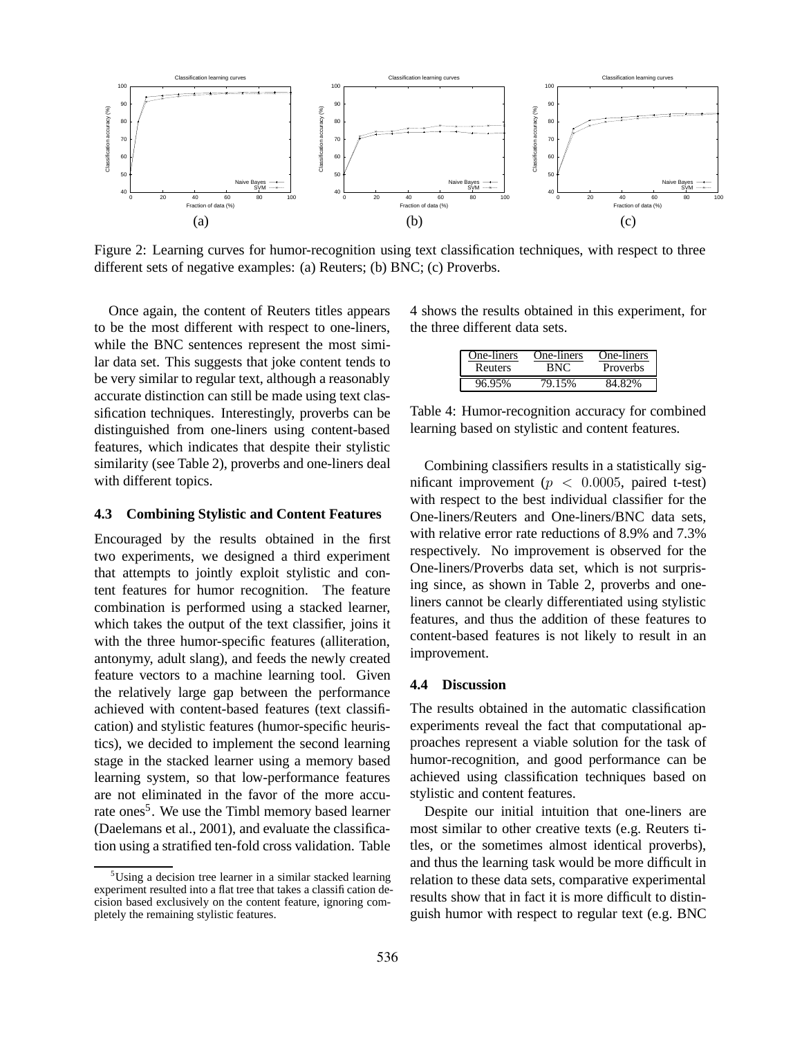Figure 2: Learning curves for humor-recognition using text classification techniques, with respect to three different sets of negative examples: (a) Reuters; (b) BNC; (c) Proverbs.

Once again, the content of Reuters titles appears to be the most different with respect to one-liners, while the BNC sentences represent the most similar data set. This suggests that joke content tends to be very similar to regular text, although a reasonably accurate distinction can still be made using text classification techniques. Interestingly, proverbs can be distinguished from one-liners using content-based features, which indicates that despite their stylistic similarity (see Table 2), proverbs and one-liners deal with different topics.

### 4.3 Combining Stylistic and Content Features

Encouraged by the results obtained in the first two experiments, we designed a third experiment that attempts to jointly exploit stylistic and content features for humor recognition. The feature combination is performed using a stacked learner, which takes the output of the text classifier, joins it with the three humor-specific features (alliteration, antonymy, adult slang), and feeds the newly created feature vectors to a machine learning tool. Given the relatively large gap between the performance achieved with content-based features (text classification) and stylistic features (humor-specific heuristics), we decided to implement the second learning stage in the stacked learner using a memory based learning system, so that low-performance features are not eliminated in the favor of the more accurate ones[5]. We use the Timbl memory based learner (Daelemans et al., 2001), and evaluate the classification using a stratified ten-fold cross validation. Table 4 shows the results obtained in this experiment, for the three different data sets.

| One-liners Reuters | One-liners BNC | One-liners Proverbs |
|---|---|---|
| 96.95% | 79.15% | 84.82% |

Table 4: Humor-recognition accuracy for combined learning based on stylistic and content features.

Combining classifiers results in a statistically significant improvement ($p < 0.0005$, paired t-test) with respect to the best individual classifier for the One-liners/Reuters and One-liners/BNC data sets, with relative error rate reductions of 8.9% and 7.3% respectively. No improvement is observed for the One-liners/Proverbs data set, which is not surprising since, as shown in Table 2, proverbs and one-liners cannot be clearly differentiated using stylistic features, and thus the addition of these features to content-based features is not likely to result in an improvement.

### 4.4 Discussion

The results obtained in the automatic classification experiments reveal the fact that computational approaches represent a viable solution for the task of humor-recognition, and good performance can be achieved using classification techniques based on stylistic and content features.

Despite our initial intuition that one-liners are most similar to other creative texts (e.g. Reuters titles, or the sometimes almost identical proverbs), and thus the learning task would be more difficult in relation to these data sets, comparative experimental results show that in fact it is more difficult to distinguish humor with respect to regular text (e.g. BNC

[5] Using a decision tree learner in a similar stacked learning experiment resulted into a flat tree that takes a classification decision based exclusively on the content feature, ignoring completely the remaining stylistic features.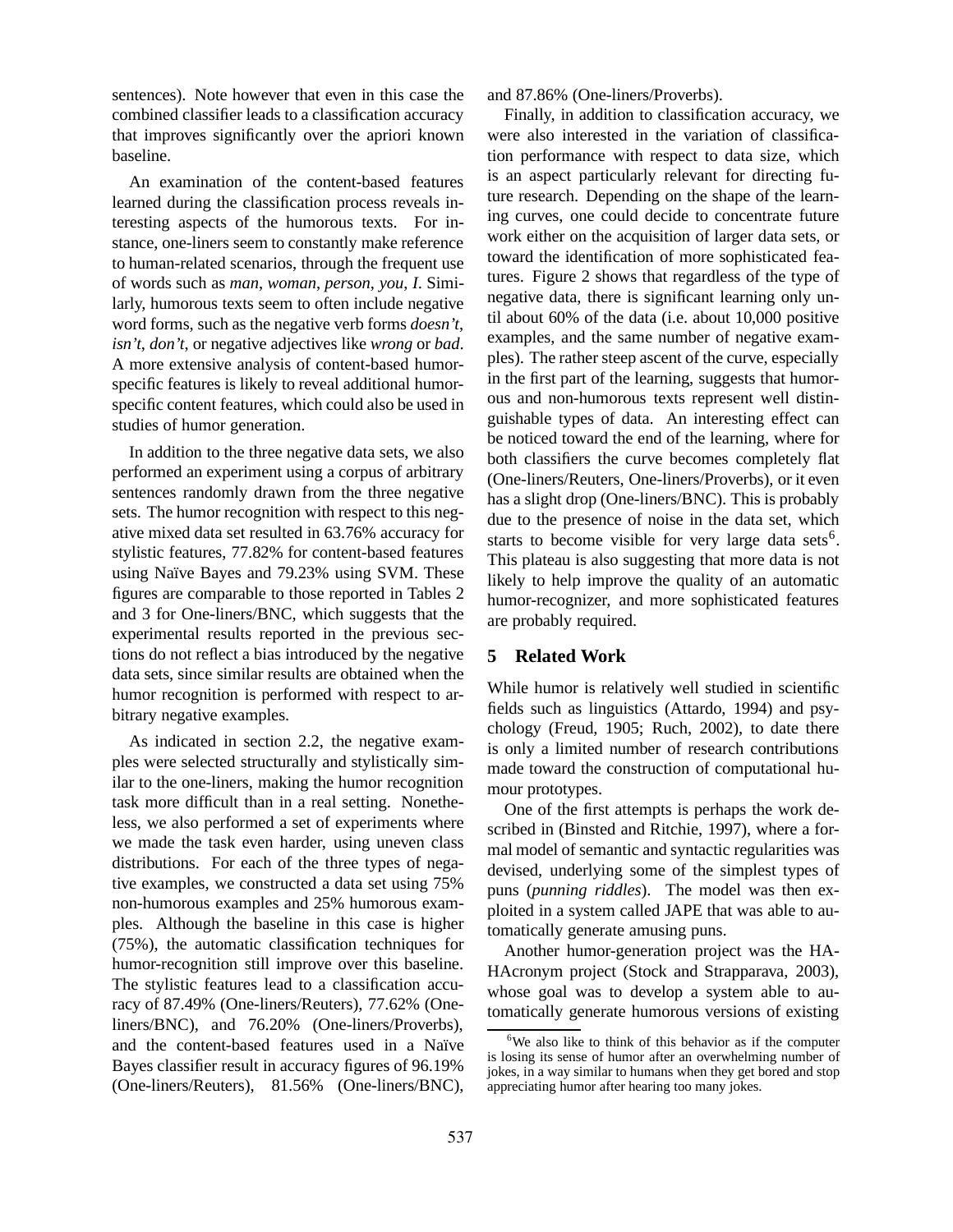sentences). Note however that even in this case the combined classifier leads to a classification accuracy that improves significantly over the apriori known baseline.

An examination of the content-based features learned during the classification process reveals interesting aspects of the humorous texts. For instance, one-liners seem to constantly make reference to human-related scenarios, through the frequent use of words such as *man*, *woman*, *person*, *you*, *I*. Similarly, humorous texts seem to often include negative word forms, such as the negative verb forms *doesn't*, *isn't*, *don't*, or negative adjectives like *wrong* or *bad*. A more extensive analysis of content-based humor-specific features is likely to reveal additional humor-specific content features, which could also be used in studies of humor generation.

In addition to the three negative data sets, we also performed an experiment using a corpus of arbitrary sentences randomly drawn from the three negative sets. The humor recognition with respect to this negative mixed data set resulted in 63.76% accuracy for stylistic features, 77.82% for content-based features using Naïve Bayes and 79.23% using SVM. These figures are comparable to those reported in Tables 2 and 3 for One-liners/BNC, which suggests that the experimental results reported in the previous sections do not reflect a bias introduced by the negative data sets, since similar results are obtained when the humor recognition is performed with respect to arbitrary negative examples.

As indicated in section 2.2, the negative examples were selected structurally and stylistically similar to the one-liners, making the humor recognition task more difficult than in a real setting. Nonetheless, we also performed a set of experiments where we made the task even harder, using uneven class distributions. For each of the three types of negative examples, we constructed a data set using 75% non-humorous examples and 25% humorous examples. Although the baseline in this case is higher (75%), the automatic classification techniques for humor-recognition still improve over this baseline. The stylistic features lead to a classification accuracy of 87.49% (One-liners/Reuters), 77.62% (One-liners/BNC), and 76.20% (One-liners/Proverbs), and the content-based features used in a Naïve Bayes classifier result in accuracy figures of 96.19% (One-liners/Reuters), 81.56% (One-liners/BNC), and 87.86% (One-liners/Proverbs).

Finally, in addition to classification accuracy, we were also interested in the variation of classification performance with respect to data size, which is an aspect particularly relevant for directing future research. Depending on the shape of the learning curves, one could decide to concentrate future work either on the acquisition of larger data sets, or toward the identification of more sophisticated features. Figure 2 shows that regardless of the type of negative data, there is significant learning only until about 60% of the data (i.e. about 10,000 positive examples, and the same number of negative examples). The rather steep ascent of the curve, especially in the first part of the learning, suggests that humorous and non-humorous texts represent well distinguishable types of data. An interesting effect can be noticed toward the end of the learning, where for both classifiers the curve becomes completely flat (One-liners/Reuters, One-liners/Proverbs), or it even has a slight drop (One-liners/BNC). This is probably due to the presence of noise in the data set, which starts to become visible for very large data sets[6]. This plateau is also suggesting that more data is not likely to help improve the quality of an automatic humor-recognizer, and more sophisticated features are probably required.

## 5 Related Work

While humor is relatively well studied in scientific fields such as linguistics (Attardo, 1994) and psychology (Freud, 1905; Ruch, 2002), to date there is only a limited number of research contributions made toward the construction of computational humour prototypes.

One of the first attempts is perhaps the work described in (Binsted and Ritchie, 1997), where a formal model of semantic and syntactic regularities was devised, underlying some of the simplest types of puns (*punning riddles*). The model was then exploited in a system called JAPE that was able to automatically generate amusing puns.

Another humor-generation project was the HAHAcronym project (Stock and Strapparava, 2003), whose goal was to develop a system able to automatically generate humorous versions of existing

[6] We also like to think of this behavior as if the computer is losing its sense of humor after an overwhelming number of jokes, in a way similar to humans when they get bored and stop appreciating humor after hearing too many jokes.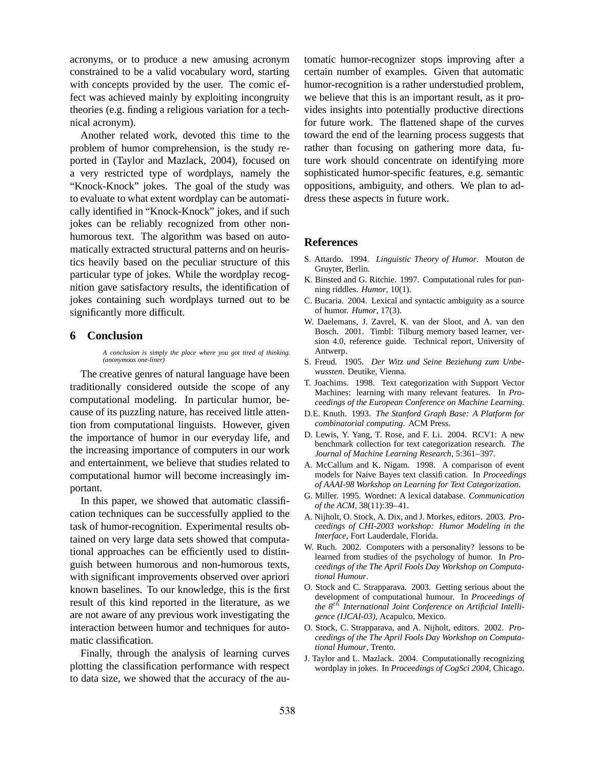acronyms, or to produce a new amusing acronym constrained to be a valid vocabulary word, starting with concepts provided by the user. The comic effect was achieved mainly by exploiting incongruity theories (e.g. finding a religious variation for a technical acronym).

Another related work, devoted this time to the problem of humor comprehension, is the study reported in (Taylor and Mazlack, 2004), focused on a very restricted type of wordplays, namely the "Knock-Knock" jokes. The goal of the study was to evaluate to what extent wordplay can be automatically identified in "Knock-Knock" jokes, and if such jokes can be reliably recognized from other non-humorous text. The algorithm was based on automatically extracted structural patterns and on heuristics heavily based on the peculiar structure of this particular type of jokes. While the wordplay recognition gave satisfactory results, the identification of jokes containing such wordplays turned out to be significantly more difficult.

## 6 Conclusion

*A conclusion is simply the place where you got tired of thinking. (anonymous one-liner)*

The creative genres of natural language have been traditionally considered outside the scope of any computational modeling. In particular humor, because of its puzzling nature, has received little attention from computational linguists. However, given the importance of humor in our everyday life, and the increasing importance of computers in our work and entertainment, we believe that studies related to computational humor will become increasingly important.

In this paper, we showed that automatic classification techniques can be successfully applied to the task of humor-recognition. Experimental results obtained on very large data sets showed that computational approaches can be efficiently used to distinguish between humorous and non-humorous texts, with significant improvements observed over apriori known baselines. To our knowledge, this is the first result of this kind reported in the literature, as we are not aware of any previous work investigating the interaction between humor and techniques for automatic classification.

Finally, through the analysis of learning curves plotting the classification performance with respect to data size, we showed that the accuracy of the automatic humor-recognizer stops improving after a certain number of examples. Given that automatic humor-recognition is a rather understudied problem, we believe that this is an important result, as it provides insights into potentially productive directions for future work. The flattened shape of the curves toward the end of the learning process suggests that rather than focusing on gathering more data, future work should concentrate on identifying more sophisticated humor-specific features, e.g. semantic oppositions, ambiguity, and others. We plan to address these aspects in future work.

## References

S. Attardo. 1994. *Linguistic Theory of Humor*. Mouton de Gruyter, Berlin.

K. Binsted and G. Ritchie. 1997. Computational rules for punning riddles. *Humor*, 10(1).

C. Bucaria. 2004. Lexical and syntactic ambiguity as a source of humor. *Humor*, 17(3).

W. Daelemans, J. Zavrel, K. van der Sloot, and A. van den Bosch. 2001. Timbl: Tilburg memory based learner, version 4.0, reference guide. Technical report, University of Antwerp.

S. Freud. 1905. *Der Witz und Seine Beziehung zum Unbewussten*. Deutike, Vienna.

T. Joachims. 1998. Text categorization with Support Vector Machines: learning with many relevant features. In *Proceedings of the European Conference on Machine Learning*.

D.E. Knuth. 1993. *The Stanford Graph Base: A Platform for combinatorial computing*. ACM Press.

D. Lewis, Y. Yang, T. Rose, and F. Li. 2004. RCV1: A new benchmark collection for text categorization research. *The Journal of Machine Learning Research*, 5:361–397.

A. McCallum and K. Nigam. 1998. A comparison of event models for Naive Bayes text classification. In *Proceedings of AAAI-98 Workshop on Learning for Text Categorization*.

G. Miller. 1995. Wordnet: A lexical database. *Communication of the ACM*, 38(11):39–41.

A. Nijholt, O. Stock, A. Dix, and J. Morkes, editors. 2003. *Proceedings of CHI-2003 workshop: Humor Modeling in the Interface*, Fort Lauderdale, Florida.

W. Ruch. 2002. Computers with a personality? lessons to be learned from studies of the psychology of humor. In *Proceedings of the The April Fools Day Workshop on Computational Humour*.

O. Stock and C. Strapparava. 2003. Getting serious about the development of computational humour. In *Proceedings of the 8$^{th}$ International Joint Conference on Artificial Intelligence (IJCAI-03)*, Acapulco, Mexico.

O. Stock, C. Strapparava, and A. Nijholt, editors. 2002. *Proceedings of the The April Fools Day Workshop on Computational Humour*, Trento.

J. Taylor and L. Mazlack. 2004. Computationally recognizing wordplay in jokes. In *Proceedings of CogSci 2004*, Chicago.